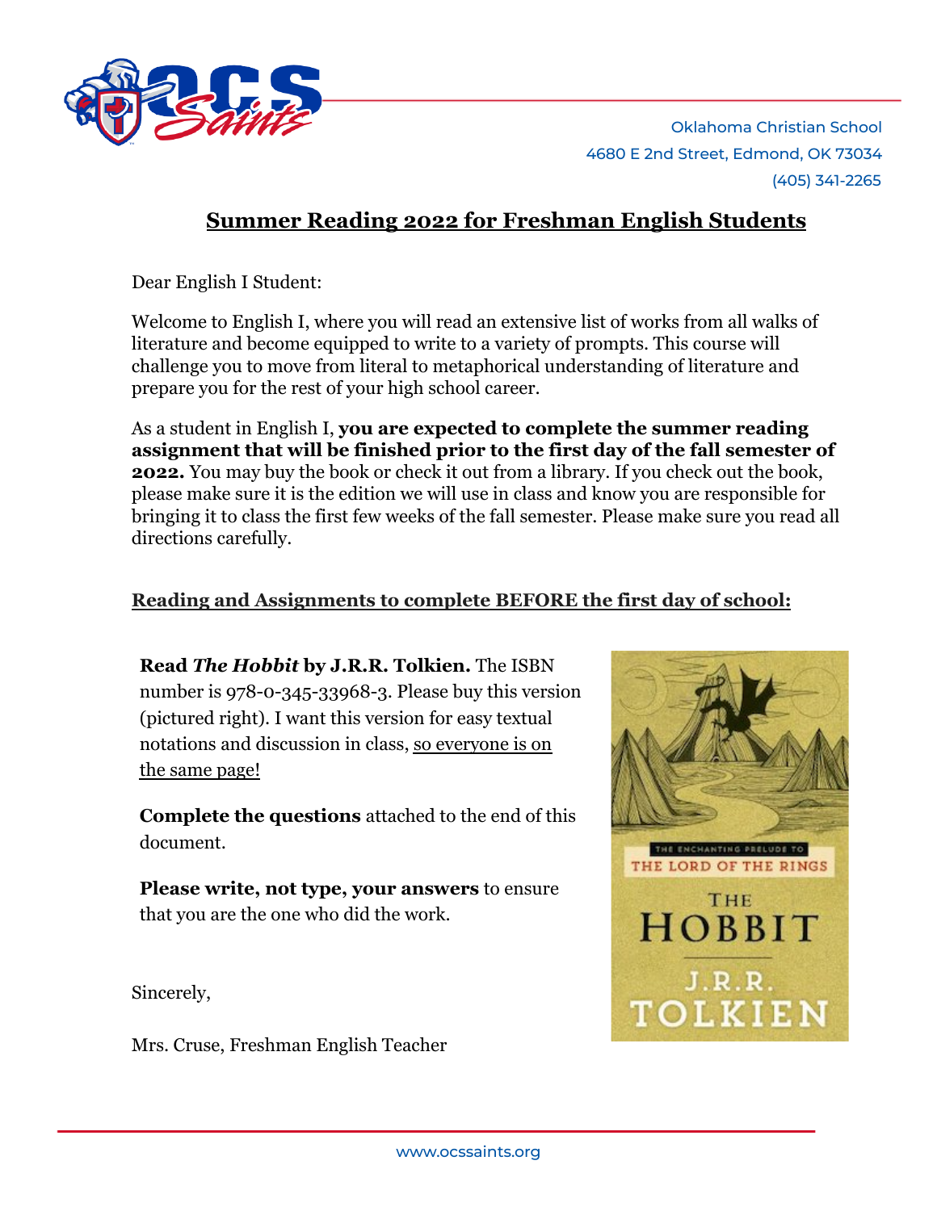Oklahoma Christian School
4680 E 2nd Street, Edmond, OK 73034
(405) 341-2265

## Summer Reading 2022 for Freshman English Students

Dear English I Student:

Welcome to English I, where you will read an extensive list of works from all walks of literature and become equipped to write to a variety of prompts. This course will challenge you to move from literal to metaphorical understanding of literature and prepare you for the rest of your high school career.

As a student in English I, **you are expected to complete the summer reading assignment that will be finished prior to the first day of the fall semester of 2022.** You may buy the book or check it out from a library. If you check out the book, please make sure it is the edition we will use in class and know you are responsible for bringing it to class the first few weeks of the fall semester. Please make sure you read all directions carefully.

### Reading and Assignments to complete BEFORE the first day of school:

**Read *The Hobbit* by J.R.R. Tolkien.** The ISBN number is 978-0-345-33968-3. Please buy this version (pictured right). I want this version for easy textual notations and discussion in class, so everyone is on the same page!

**Complete the questions** attached to the end of this document.

**Please write, not type, your answers** to ensure that you are the one who did the work.

Sincerely,

Mrs. Cruse, Freshman English Teacher

www.ocssaints.org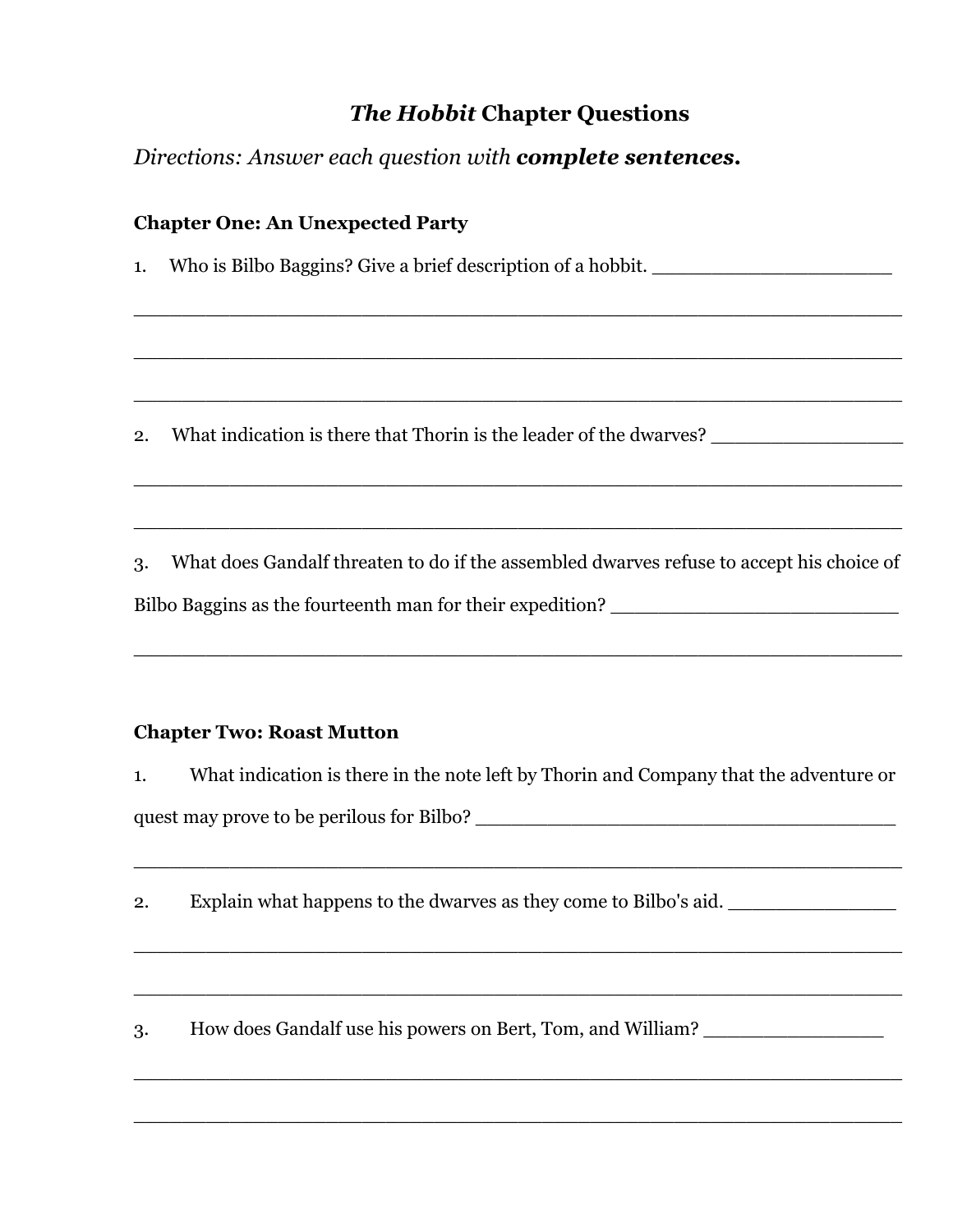# *The Hobbit* Chapter Questions

*Directions: Answer each question with* ***complete sentences.***

**Chapter One: An Unexpected Party**

1. Who is Bilbo Baggins? Give a brief description of a hobbit. ____________________

______________________________________________________________________

______________________________________________________________________

______________________________________________________________________

2. What indication is there that Thorin is the leader of the dwarves? ________________

______________________________________________________________________

______________________________________________________________________

3. What does Gandalf threaten to do if the assembled dwarves refuse to accept his choice of Bilbo Baggins as the fourteenth man for their expedition? ________________________

______________________________________________________________________

**Chapter Two: Roast Mutton**

1. What indication is there in the note left by Thorin and Company that the adventure or quest may prove to be perilous for Bilbo? ___________________________________

______________________________________________________________________

2. Explain what happens to the dwarves as they come to Bilbo's aid. ______________

______________________________________________________________________

______________________________________________________________________

3. How does Gandalf use his powers on Bert, Tom, and William? _______________

______________________________________________________________________

______________________________________________________________________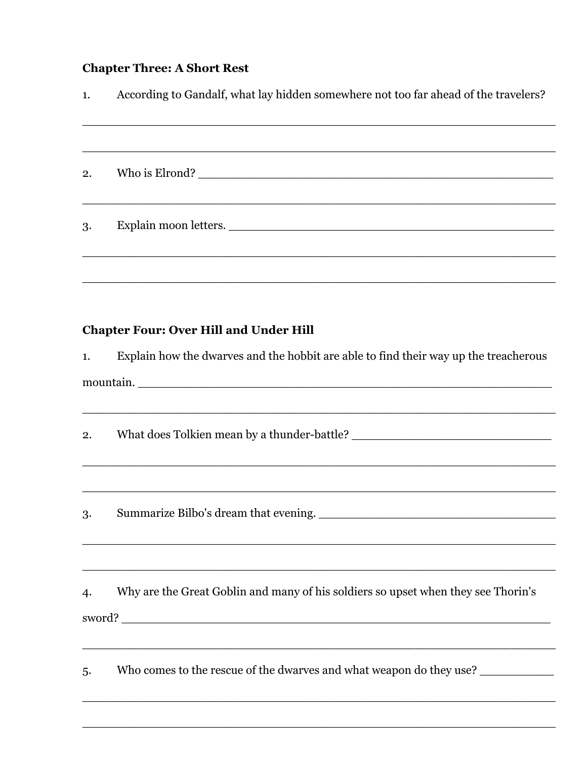**Chapter Three: A Short Rest**

1. According to Gandalf, what lay hidden somewhere not too far ahead of the travelers?

_______________________________________________________________

_______________________________________________________________

2. Who is Elrond? ____________________________________________

_______________________________________________________________

3. Explain moon letters. _______________________________________

_______________________________________________________________

_______________________________________________________________

**Chapter Four: Over Hill and Under Hill**

1. Explain how the dwarves and the hobbit are able to find their way up the treacherous mountain. ______________________________________________________

_______________________________________________________________

2. What does Tolkien mean by a thunder-battle? ____________________

_______________________________________________________________

_______________________________________________________________

3. Summarize Bilbo's dream that evening. _________________________

_______________________________________________________________

_______________________________________________________________

4. Why are the Great Goblin and many of his soldiers so upset when they see Thorin's sword? ____________________________________________________

_______________________________________________________________

5. Who comes to the rescue of the dwarves and what weapon do they use? __________

_______________________________________________________________

_______________________________________________________________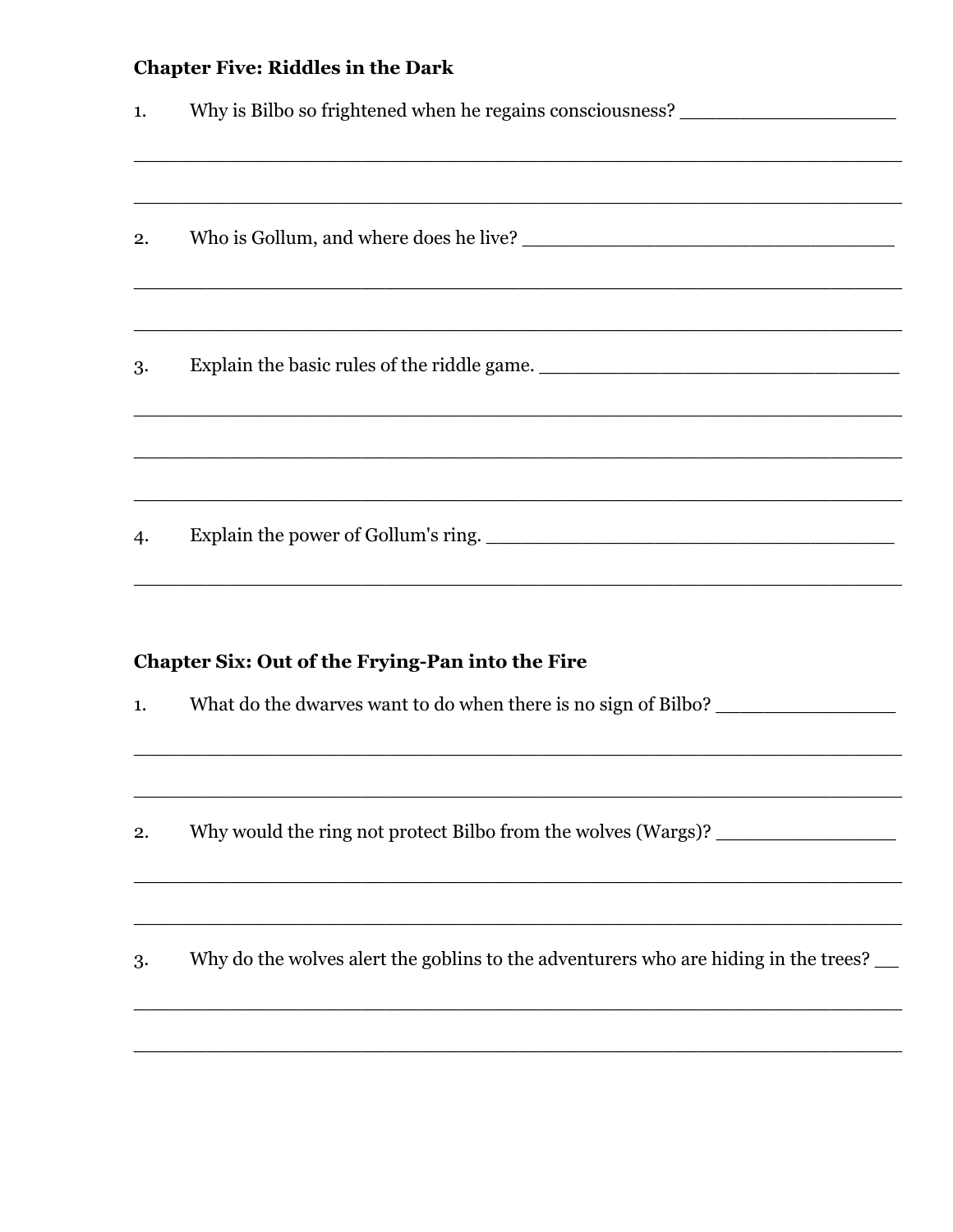**Chapter Five: Riddles in the Dark**

1. Why is Bilbo so frightened when he regains consciousness? ___________________

_____________________________________________________________________

_____________________________________________________________________

2. Who is Gollum, and where does he live? _________________________________

_____________________________________________________________________

_____________________________________________________________________

3. Explain the basic rules of the riddle game. _______________________________

_____________________________________________________________________

_____________________________________________________________________

_____________________________________________________________________

4. Explain the power of Gollum's ring. ____________________________________

_____________________________________________________________________

**Chapter Six: Out of the Frying-Pan into the Fire**

1. What do the dwarves want to do when there is no sign of Bilbo? ________________

_____________________________________________________________________

_____________________________________________________________________

2. Why would the ring not protect Bilbo from the wolves (Wargs)? ________________

_____________________________________________________________________

_____________________________________________________________________

3. Why do the wolves alert the goblins to the adventurers who are hiding in the trees? __

_____________________________________________________________________

_____________________________________________________________________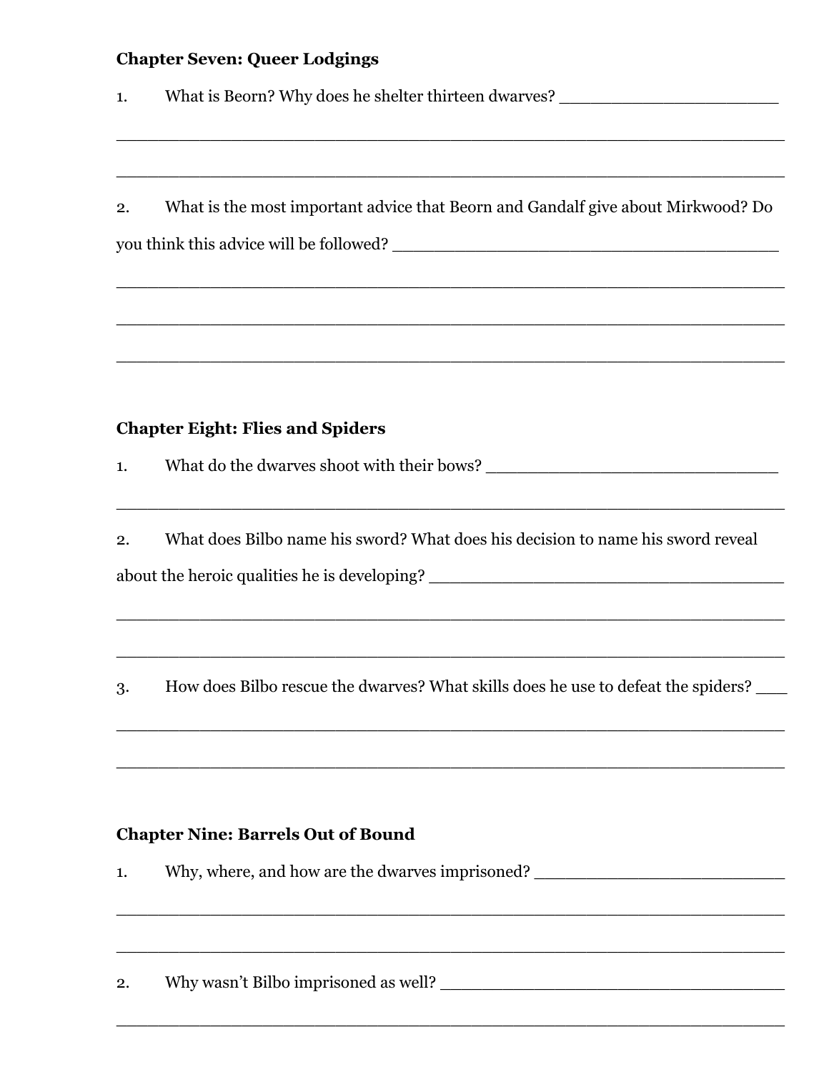**Chapter Seven: Queer Lodgings**

1. What is Beorn? Why does he shelter thirteen dwarves? ______________________

_________________________________________________________________

_________________________________________________________________

2. What is the most important advice that Beorn and Gandalf give about Mirkwood? Do you think this advice will be followed? ________________________________________

_________________________________________________________________

_________________________________________________________________

_________________________________________________________________

**Chapter Eight: Flies and Spiders**

1. What do the dwarves shoot with their bows? ______________________________

_________________________________________________________________

2. What does Bilbo name his sword? What does his decision to name his sword reveal about the heroic qualities he is developing? ____________________________________

_________________________________________________________________

_________________________________________________________________

3. How does Bilbo rescue the dwarves? What skills does he use to defeat the spiders? ___

_________________________________________________________________

_________________________________________________________________

**Chapter Nine: Barrels Out of Bound**

1. Why, where, and how are the dwarves imprisoned? __________________________

_________________________________________________________________

_________________________________________________________________

2. Why wasn't Bilbo imprisoned as well? ___________________________________

_________________________________________________________________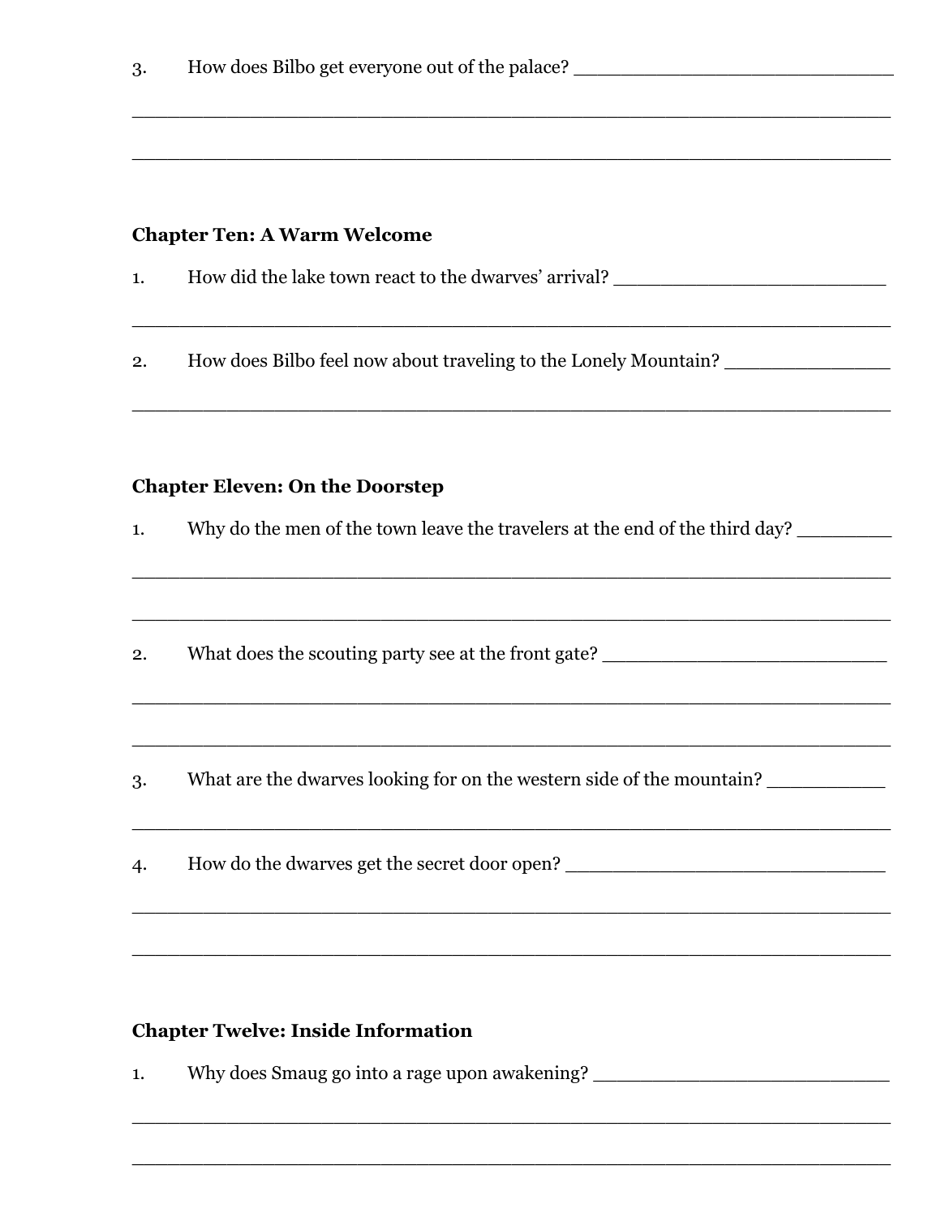3. How does Bilbo get everyone out of the palace? ____________________________

________________________________________________________________

________________________________________________________________

**Chapter Ten: A Warm Welcome**

1. How did the lake town react to the dwarves' arrival? _________________________

________________________________________________________________

2. How does Bilbo feel now about traveling to the Lonely Mountain? _______________

________________________________________________________________

**Chapter Eleven: On the Doorstep**

1. Why do the men of the town leave the travelers at the end of the third day? _________

________________________________________________________________

________________________________________________________________

2. What does the scouting party see at the front gate? ___________________________

________________________________________________________________

________________________________________________________________

3. What are the dwarves looking for on the western side of the mountain? ___________

________________________________________________________________

4. How do the dwarves get the secret door open? _____________________________

________________________________________________________________

________________________________________________________________

**Chapter Twelve: Inside Information**

1. Why does Smaug go into a rage upon awakening? ___________________________

________________________________________________________________

________________________________________________________________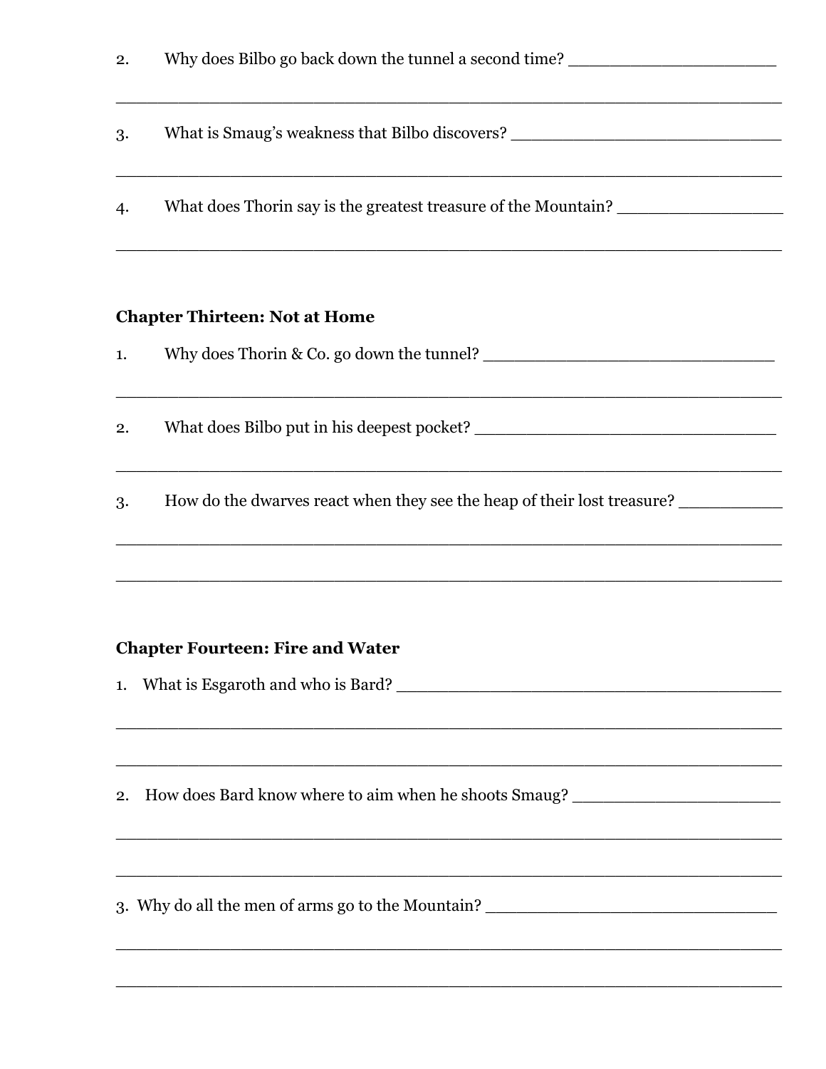2. Why does Bilbo go back down the tunnel a second time? ______________________

_____________________________________________________________________

3. What is Smaug's weakness that Bilbo discovers? ____________________________

_____________________________________________________________________

4. What does Thorin say is the greatest treasure of the Mountain? _________________

_____________________________________________________________________

**Chapter Thirteen: Not at Home**

1. Why does Thorin & Co. go down the tunnel? ______________________________

_____________________________________________________________________

2. What does Bilbo put in his deepest pocket? ______________________________

_____________________________________________________________________

3. How do the dwarves react when they see the heap of their lost treasure? ___________

_____________________________________________________________________

_____________________________________________________________________

**Chapter Fourteen: Fire and Water**

1. What is Esgaroth and who is Bard? ______________________________________

_____________________________________________________________________

_____________________________________________________________________

2. How does Bard know where to aim when he shoots Smaug? ______________________

_____________________________________________________________________

_____________________________________________________________________

3. Why do all the men of arms go to the Mountain? ______________________________

_____________________________________________________________________

_____________________________________________________________________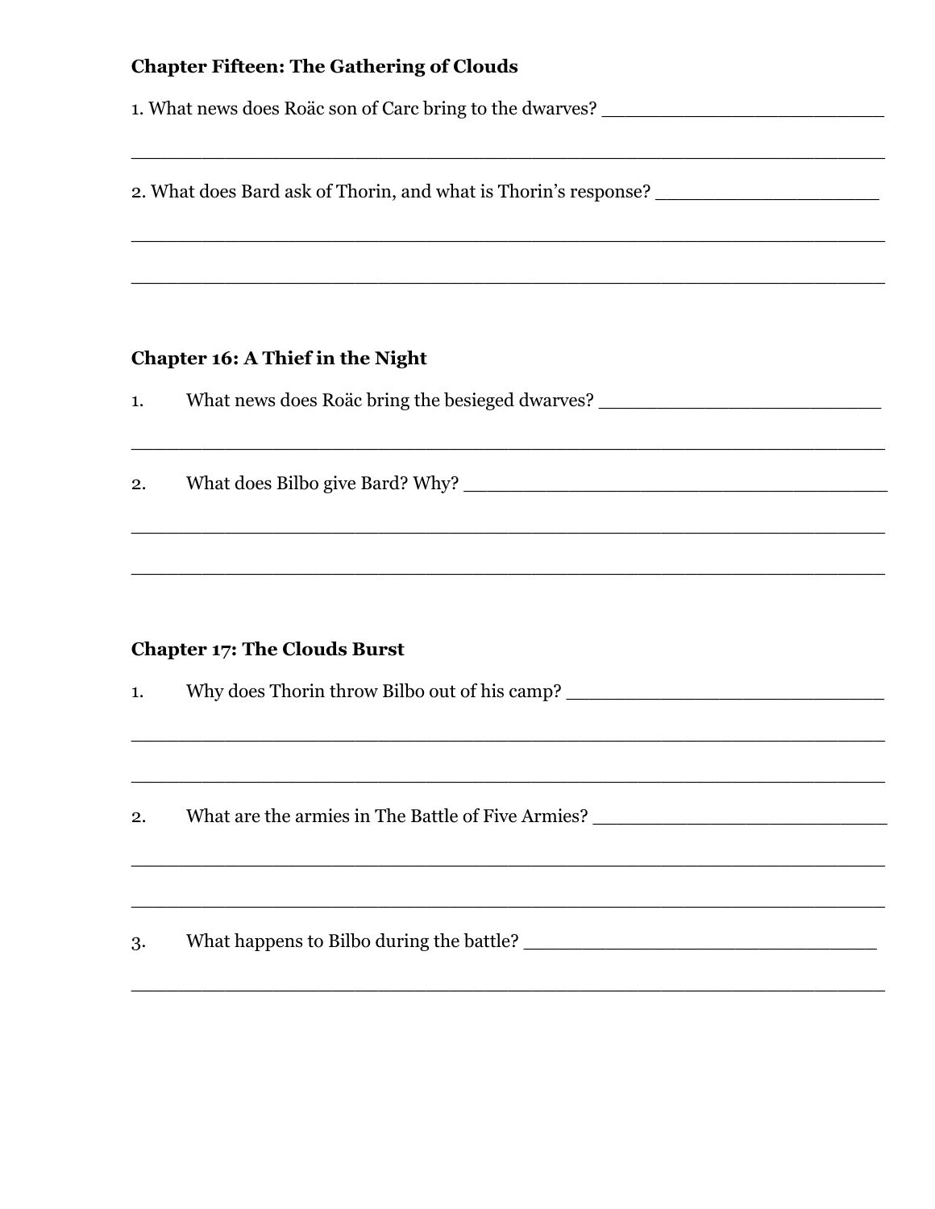**Chapter Fifteen: The Gathering of Clouds**

1. What news does Roäc son of Carc bring to the dwarves? ________________________

_________________________________________________________________

2. What does Bard ask of Thorin, and what is Thorin's response? ____________________

_________________________________________________________________

_________________________________________________________________

**Chapter 16: A Thief in the Night**

1. What news does Roäc bring the besieged dwarves? ________________________

_________________________________________________________________

2. What does Bilbo give Bard? Why? ____________________________________

_________________________________________________________________

_________________________________________________________________

**Chapter 17: The Clouds Burst**

1. Why does Thorin throw Bilbo out of his camp? ___________________________

_________________________________________________________________

_________________________________________________________________

2. What are the armies in The Battle of Five Armies? ________________________

_________________________________________________________________

_________________________________________________________________

3. What happens to Bilbo during the battle? ______________________________

_________________________________________________________________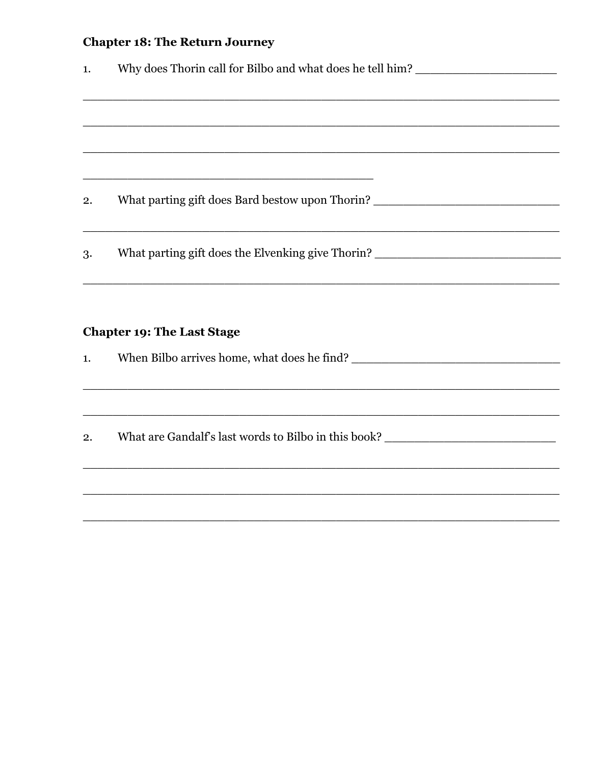**Chapter 18: The Return Journey**

1. Why does Thorin call for Bilbo and what does he tell him? ____________________

_____________________________________________________________________

_____________________________________________________________________

_____________________________________________________________________

__________________________________________

2. What parting gift does Bard bestow upon Thorin? __________________________

_____________________________________________________________________

3. What parting gift does the Elvenking give Thorin? __________________________

_____________________________________________________________________

**Chapter 19: The Last Stage**

1. When Bilbo arrives home, what does he find? _____________________________

_____________________________________________________________________

_____________________________________________________________________

2. What are Gandalf's last words to Bilbo in this book? ________________________

_____________________________________________________________________

_____________________________________________________________________

_____________________________________________________________________